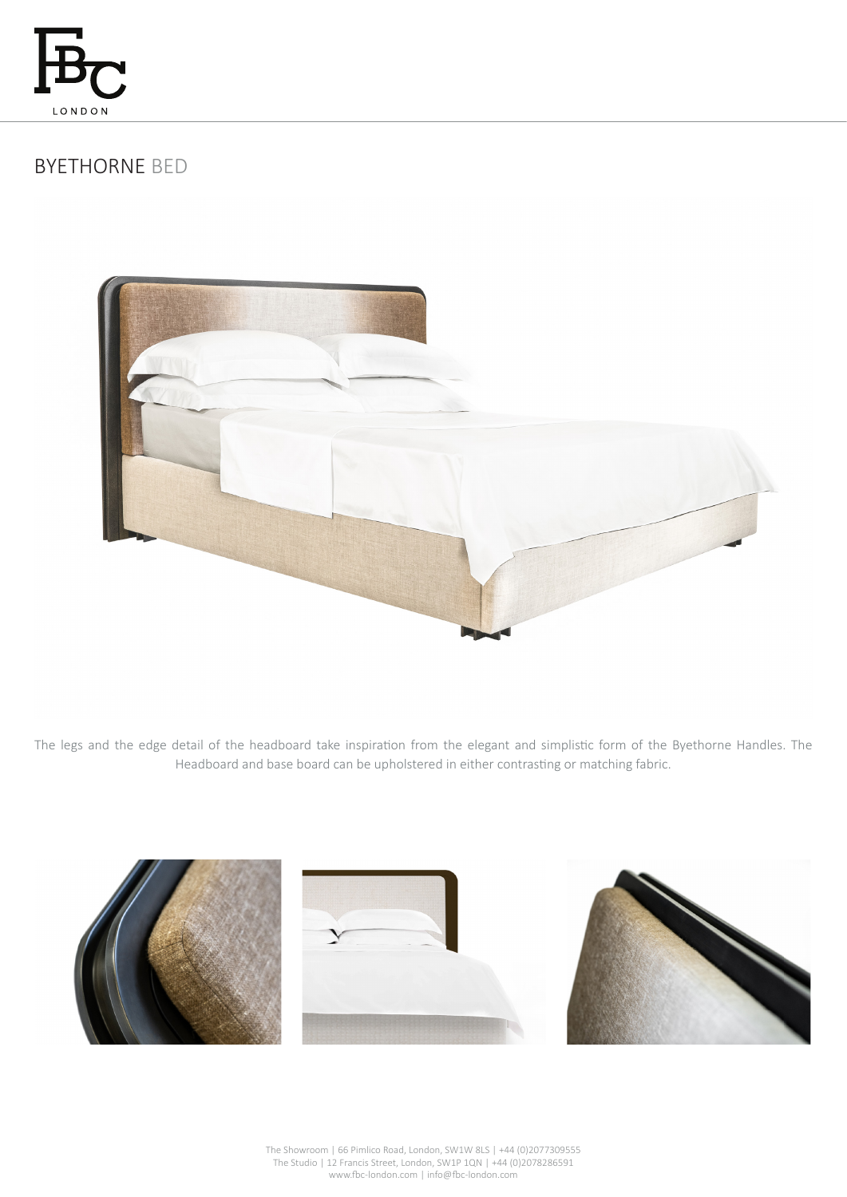# BYETHORNE BED

The legs and the edge detail of the headboard take inspiration from the elegant and simplistic form of the Byethorne Handles. The Headboard and base board can be upholstered in either contrasting or matching fabric.

The Showroom | 66 Pimlico Road, London, SW1W 8LS | +44 (0)2077309555
The Studio | 12 Francis Street, London, SW1P 1QN | +44 (0)2078286591
www.fbc-london.com | info@fbc-london.com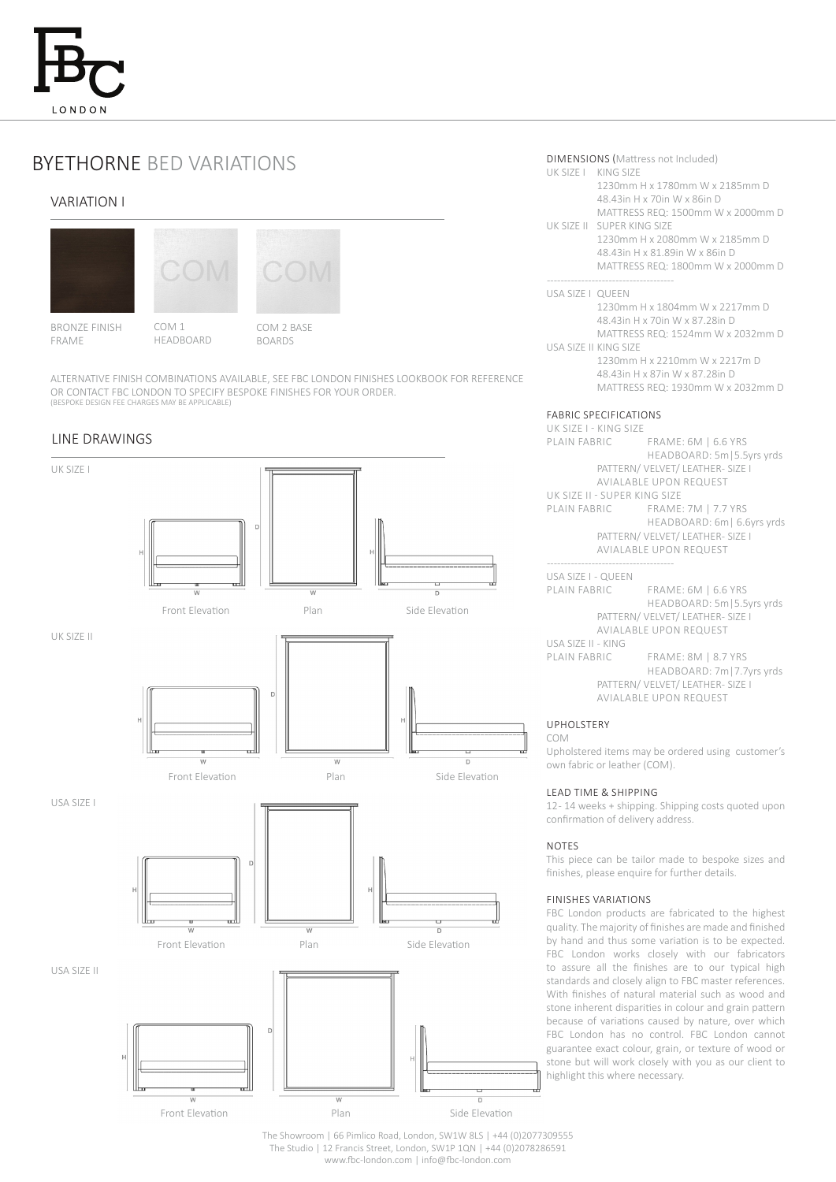# BYETHORNE BED VARIATIONS

## VARIATION I

BRONZE FINISH FRAME

COM 1 HEADBOARD

COM 2 BASE BOARDS

ALTERNATIVE FINISH COMBINATIONS AVAILABLE, SEE FBC LONDON FINISHES LOOKBOOK FOR REFERENCE OR CONTACT FBC LONDON TO SPECIFY BESPOKE FINISHES FOR YOUR ORDER.
(BESPOKE DESIGN FEE CHARGES MAY BE APPLICABLE)

## LINE DRAWINGS

UK SIZE I

Front Elevation

Plan

Side Elevation

UK SIZE II

Front Elevation

Plan

Side Elevation

USA SIZE I

Front Elevation

Plan

Side Elevation

USA SIZE II

Front Elevation

Plan

Side Elevation

### DIMENSIONS (Mattress not Included)

UK SIZE I KING SIZE
1230mm H x 1780mm W x 2185mm D
48.43in H x 70in W x 86in D
MATTRESS REQ: 1500mm W x 2000mm D

UK SIZE II SUPER KING SIZE
1230mm H x 2080mm W x 2185mm D
48.43in H x 81.89in W x 86in D
MATTRESS REQ: 1800mm W x 2000mm D

USA SIZE I QUEEN
1230mm H x 1804mm W x 2217mm D
48.43in H x 70in W x 87.28in D
MATTRESS REQ: 1524mm W x 2032mm D

USA SIZE II KING SIZE
1230mm H x 2210mm W x 2217m D
48.43in H x 87in W x 87.28in D
MATTRESS REQ: 1930mm W x 2032mm D

### FABRIC SPECIFICATIONS

UK SIZE I - KING SIZE
PLAIN FABRIC FRAME: 6M | 6.6 YRS
HEADBOARD: 5m|5.5yrs yrds
PATTERN/ VELVET/ LEATHER- SIZE I
AVIALABLE UPON REQUEST

UK SIZE II - SUPER KING SIZE
PLAIN FABRIC FRAME: 7M | 7.7 YRS
HEADBOARD: 6m| 6.6yrs yrds
PATTERN/ VELVET/ LEATHER- SIZE I
AVIALABLE UPON REQUEST

USA SIZE I - QUEEN
PLAIN FABRIC FRAME: 6M | 6.6 YRS
HEADBOARD: 5m|5.5yrs yrds
PATTERN/ VELVET/ LEATHER- SIZE I
AVIALABLE UPON REQUEST

USA SIZE II - KING
PLAIN FABRIC FRAME: 8M | 8.7 YRS
HEADBOARD: 7m|7.7yrs yrds
PATTERN/ VELVET/ LEATHER- SIZE I
AVIALABLE UPON REQUEST

### UPHOLSTERY

COM

Upholstered items may be ordered using customer's own fabric or leather (COM).

### LEAD TIME & SHIPPING

12- 14 weeks + shipping. Shipping costs quoted upon confirmation of delivery address.

### NOTES

This piece can be tailor made to bespoke sizes and finishes, please enquire for further details.

### FINISHES VARIATIONS

FBC London products are fabricated to the highest quality. The majority of finishes are made and finished by hand and thus some variation is to be expected. FBC London works closely with our fabricators to assure all the finishes are to our typical high standards and closely align to FBC master references. With finishes of natural material such as wood and stone inherent disparities in colour and grain pattern because of variations caused by nature, over which FBC London has no control. FBC London cannot guarantee exact colour, grain, or texture of wood or stone but will work closely with you as our client to highlight this where necessary.

The Showroom | 66 Pimlico Road, London, SW1W 8LS | +44 (0)2077309555
The Studio | 12 Francis Street, London, SW1P 1QN | +44 (0)2078286591
www.fbc-london.com | info@fbc-london.com